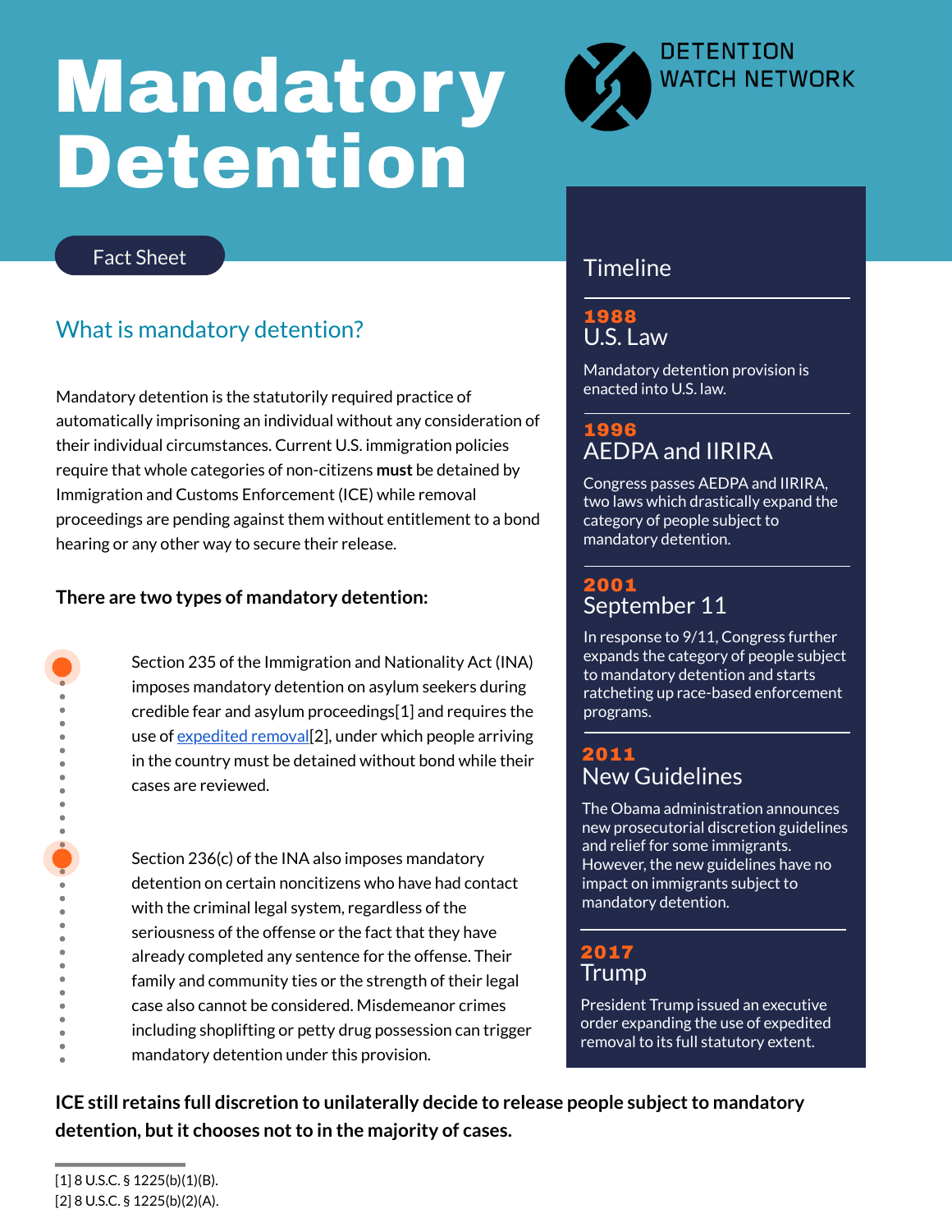# Mandatory Detention

DETENTION WATCH NETWORK

Fact Sheet

## What is mandatory detention?

Mandatory detention is the statutorily required practice of automatically imprisoning an individual without any consideration of their individual circumstances. Current U.S. immigration policies require that whole categories of non-citizens **must** be detained by Immigration and Customs Enforcement (ICE) while removal proceedings are pending against them without entitlement to a bond hearing or any other way to secure their release.

**There are two types of mandatory detention:**

- Section 235 of the Immigration and Nationality Act (INA) imposes mandatory detention on asylum seekers during credible fear and asylum proceedings[1] and requires the use of expedited removal[2], under which people arriving in the country must be detained without bond while their cases are reviewed.

- Section 236(c) of the INA also imposes mandatory detention on certain noncitizens who have had contact with the criminal legal system, regardless of the seriousness of the offense or the fact that they have already completed any sentence for the offense. Their family and community ties or the strength of their legal case also cannot be considered. Misdemeanor crimes including shoplifting or petty drug possession can trigger mandatory detention under this provision.

**ICE still retains full discretion to unilaterally decide to release people subject to mandatory detention, but it chooses not to in the majority of cases.**

## Timeline

**1988**
### U.S. Law

Mandatory detention provision is enacted into U.S. law.

**1996**
### AEDPA and IIRIRA

Congress passes AEDPA and IIRIRA, two laws which drastically expand the category of people subject to mandatory detention.

**2001**
### September 11

In response to 9/11, Congress further expands the category of people subject to mandatory detention and starts ratcheting up race-based enforcement programs.

**2011**
### New Guidelines

The Obama administration announces new prosecutorial discretion guidelines and relief for some immigrants. However, the new guidelines have no impact on immigrants subject to mandatory detention.

**2017**
### Trump

President Trump issued an executive order expanding the use of expedited removal to its full statutory extent.

---

[1] 8 U.S.C. § 1225(b)(1)(B).

[2] 8 U.S.C. § 1225(b)(2)(A).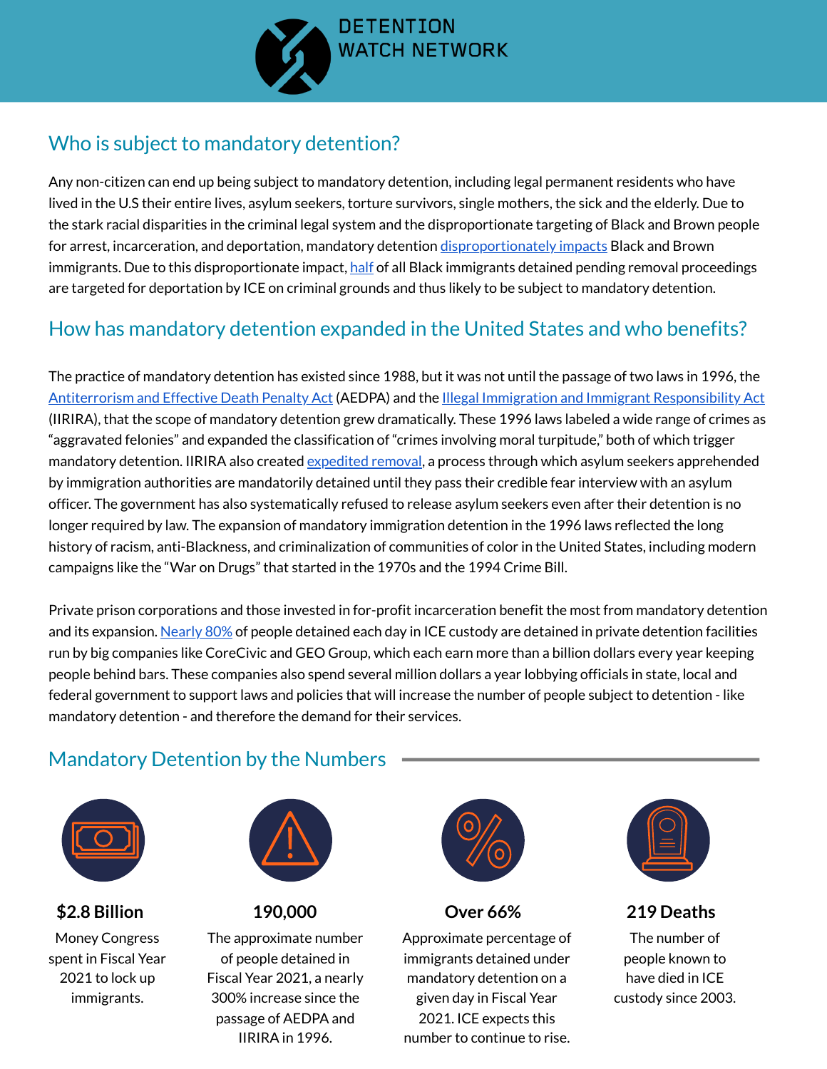## Who is subject to mandatory detention?

Any non-citizen can end up being subject to mandatory detention, including legal permanent residents who have lived in the U.S their entire lives, asylum seekers, torture survivors, single mothers, the sick and the elderly. Due to the stark racial disparities in the criminal legal system and the disproportionate targeting of Black and Brown people for arrest, incarceration, and deportation, mandatory detention disproportionately impacts Black and Brown immigrants. Due to this disproportionate impact, half of all Black immigrants detained pending removal proceedings are targeted for deportation by ICE on criminal grounds and thus likely to be subject to mandatory detention.

## How has mandatory detention expanded in the United States and who benefits?

The practice of mandatory detention has existed since 1988, but it was not until the passage of two laws in 1996, the Antiterrorism and Effective Death Penalty Act (AEDPA) and the Illegal Immigration and Immigrant Responsibility Act (IIRIRA), that the scope of mandatory detention grew dramatically. These 1996 laws labeled a wide range of crimes as "aggravated felonies" and expanded the classification of "crimes involving moral turpitude," both of which trigger mandatory detention. IIRIRA also created expedited removal, a process through which asylum seekers apprehended by immigration authorities are mandatorily detained until they pass their credible fear interview with an asylum officer. The government has also systematically refused to release asylum seekers even after their detention is no longer required by law. The expansion of mandatory immigration detention in the 1996 laws reflected the long history of racism, anti-Blackness, and criminalization of communities of color in the United States, including modern campaigns like the "War on Drugs" that started in the 1970s and the 1994 Crime Bill.

Private prison corporations and those invested in for-profit incarceration benefit the most from mandatory detention and its expansion. Nearly 80% of people detained each day in ICE custody are detained in private detention facilities run by big companies like CoreCivic and GEO Group, which each earn more than a billion dollars every year keeping people behind bars. These companies also spend several million dollars a year lobbying officials in state, local and federal government to support laws and policies that will increase the number of people subject to detention - like mandatory detention - and therefore the demand for their services.

## Mandatory Detention by the Numbers

**$2.8 Billion**

Money Congress spent in Fiscal Year 2021 to lock up immigrants.

**190,000**

The approximate number of people detained in Fiscal Year 2021, a nearly 300% increase since the passage of AEDPA and IIRIRA in 1996.

**Over 66%**

Approximate percentage of immigrants detained under mandatory detention on a given day in Fiscal Year 2021. ICE expects this number to continue to rise.

**219 Deaths**

The number of people known to have died in ICE custody since 2003.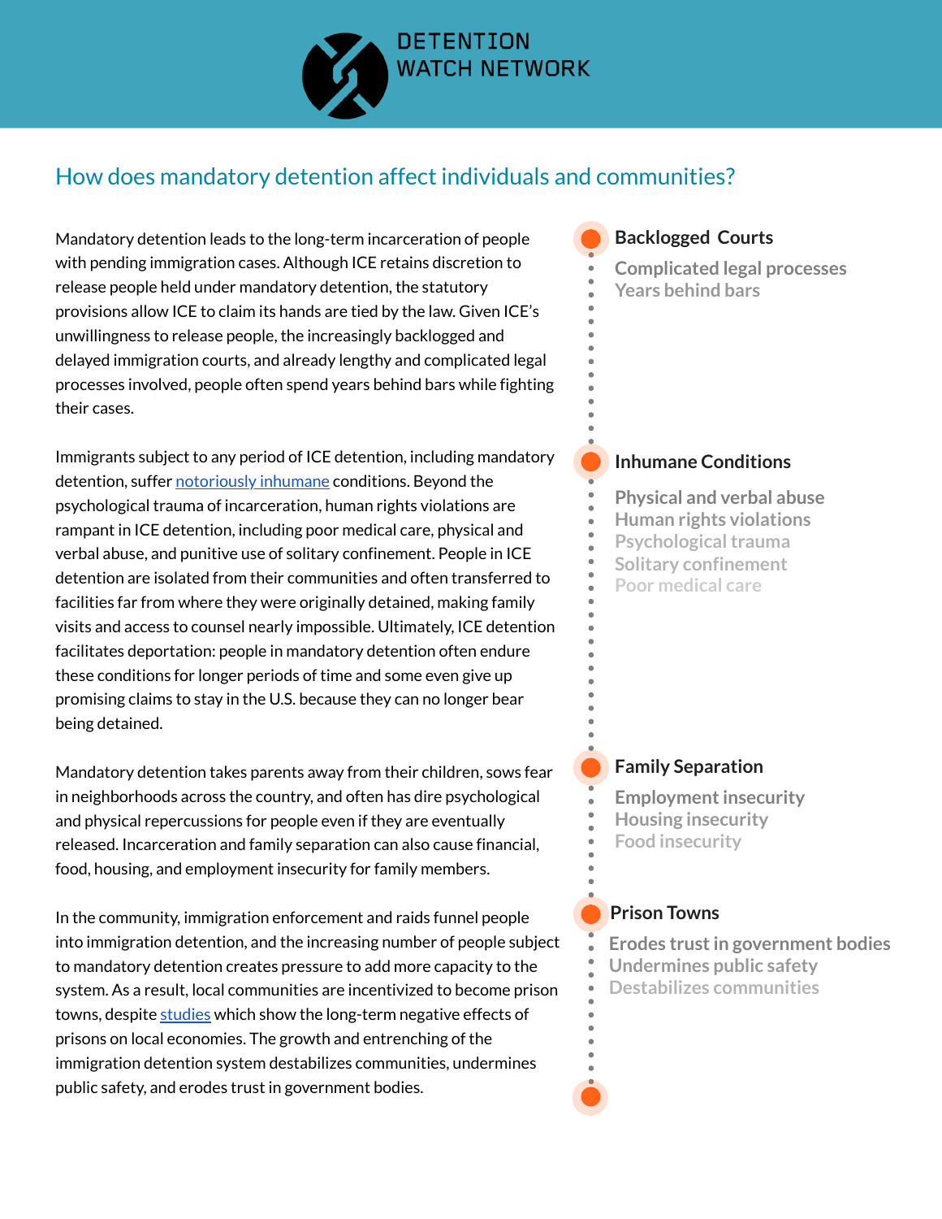DETENTION WATCH NETWORK

## How does mandatory detention affect individuals and communities?

Mandatory detention leads to the long-term incarceration of people with pending immigration cases. Although ICE retains discretion to release people held under mandatory detention, the statutory provisions allow ICE to claim its hands are tied by the law. Given ICE's unwillingness to release people, the increasingly backlogged and delayed immigration courts, and already lengthy and complicated legal processes involved, people often spend years behind bars while fighting their cases.

Immigrants subject to any period of ICE detention, including mandatory detention, suffer notoriously inhumane conditions. Beyond the psychological trauma of incarceration, human rights violations are rampant in ICE detention, including poor medical care, physical and verbal abuse, and punitive use of solitary confinement. People in ICE detention are isolated from their communities and often transferred to facilities far from where they were originally detained, making family visits and access to counsel nearly impossible. Ultimately, ICE detention facilitates deportation: people in mandatory detention often endure these conditions for longer periods of time and some even give up promising claims to stay in the U.S. because they can no longer bear being detained.

Mandatory detention takes parents away from their children, sows fear in neighborhoods across the country, and often has dire psychological and physical repercussions for people even if they are eventually released. Incarceration and family separation can also cause financial, food, housing, and employment insecurity for family members.

In the community, immigration enforcement and raids funnel people into immigration detention, and the increasing number of people subject to mandatory detention creates pressure to add more capacity to the system. As a result, local communities are incentivized to become prison towns, despite studies which show the long-term negative effects of prisons on local economies. The growth and entrenching of the immigration detention system destabilizes communities, undermines public safety, and erodes trust in government bodies.

**Backlogged Courts**
- Complicated legal processes
- Years behind bars

**Inhumane Conditions**
- Physical and verbal abuse
- Human rights violations
- Psychological trauma
- Solitary confinement
- Poor medical care

**Family Separation**
- Employment insecurity
- Housing insecurity
- Food insecurity

**Prison Towns**
- Erodes trust in government bodies
- Undermines public safety
- Destabilizes communities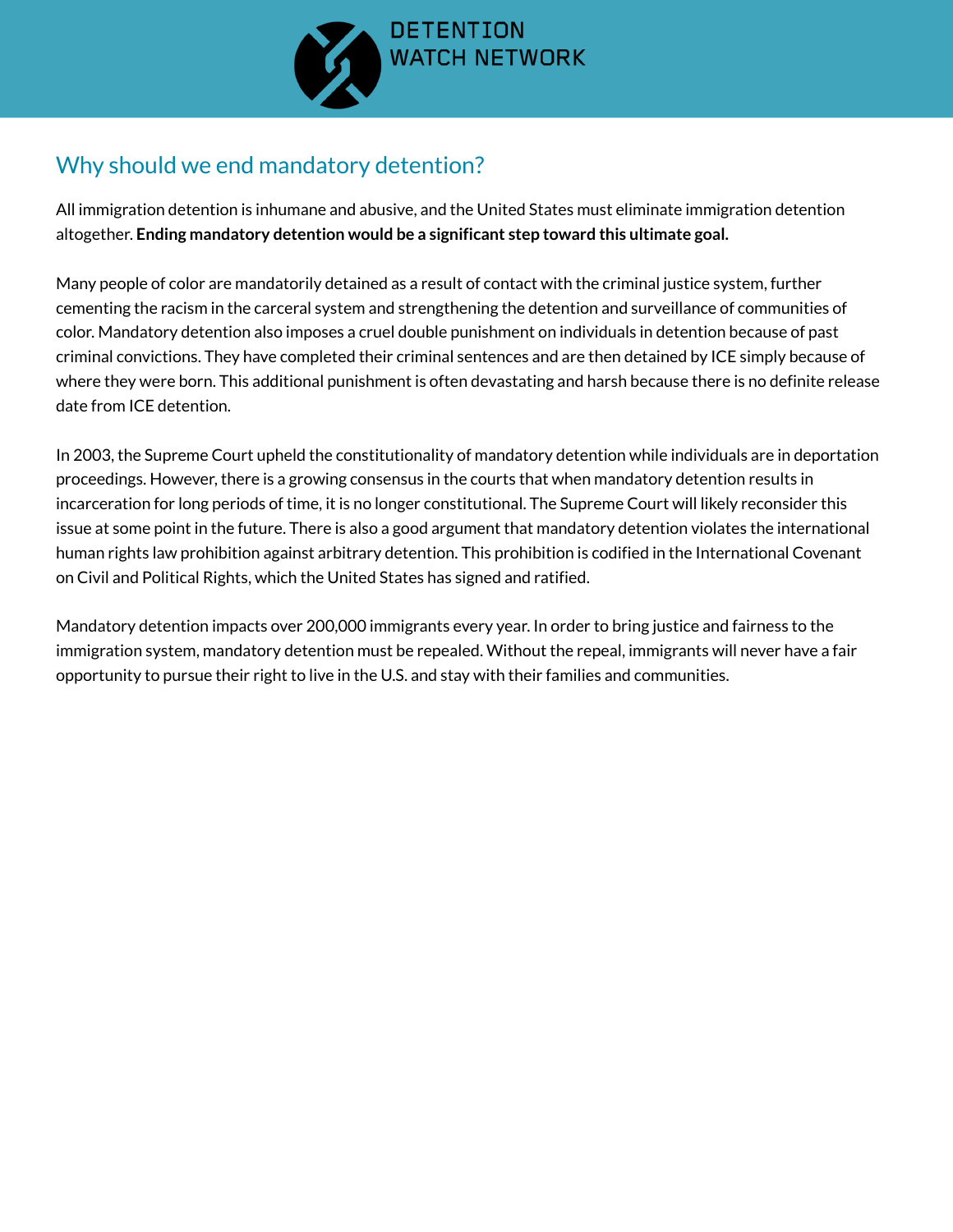## Why should we end mandatory detention?

All immigration detention is inhumane and abusive, and the United States must eliminate immigration detention altogether. **Ending mandatory detention would be a significant step toward this ultimate goal.**

Many people of color are mandatorily detained as a result of contact with the criminal justice system, further cementing the racism in the carceral system and strengthening the detention and surveillance of communities of color. Mandatory detention also imposes a cruel double punishment on individuals in detention because of past criminal convictions. They have completed their criminal sentences and are then detained by ICE simply because of where they were born. This additional punishment is often devastating and harsh because there is no definite release date from ICE detention.

In 2003, the Supreme Court upheld the constitutionality of mandatory detention while individuals are in deportation proceedings. However, there is a growing consensus in the courts that when mandatory detention results in incarceration for long periods of time, it is no longer constitutional. The Supreme Court will likely reconsider this issue at some point in the future. There is also a good argument that mandatory detention violates the international human rights law prohibition against arbitrary detention. This prohibition is codified in the International Covenant on Civil and Political Rights, which the United States has signed and ratified.

Mandatory detention impacts over 200,000 immigrants every year. In order to bring justice and fairness to the immigration system, mandatory detention must be repealed. Without the repeal, immigrants will never have a fair opportunity to pursue their right to live in the U.S. and stay with their families and communities.